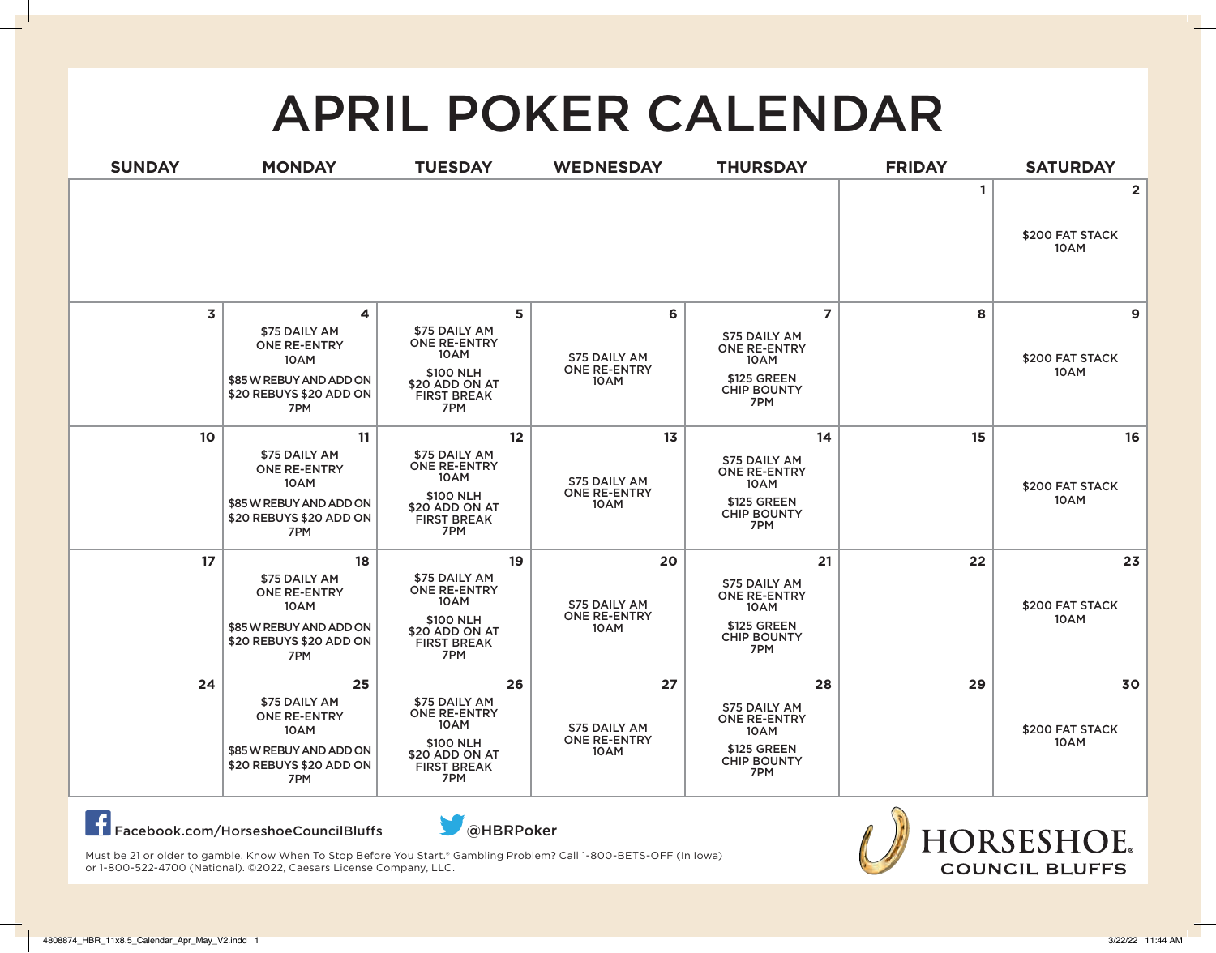# APRIL POKER CALENDAR

| SUNDAY | MONDAY | TUESDAY | WEDNESDAY | THURSDAY | FRIDAY | SATURDAY |
|---|---|---|---|---|---|---|
| | | | | | 1 | 2<br>$200 FAT STACK<br>10AM |
| 3 | 4<br>$75 DAILY AM<br>ONE RE-ENTRY<br>10AM<br>$85 W REBUY AND ADD ON<br>$20 REBUYS $20 ADD ON<br>7PM | 5<br>$75 DAILY AM<br>ONE RE-ENTRY<br>10AM<br>$100 NLH<br>$20 ADD ON AT<br>FIRST BREAK<br>7PM | 6<br>$75 DAILY AM<br>ONE RE-ENTRY<br>10AM | 7<br>$75 DAILY AM<br>ONE RE-ENTRY<br>10AM<br>$125 GREEN<br>CHIP BOUNTY<br>7PM | 8 | 9<br>$200 FAT STACK<br>10AM |
| 10 | 11<br>$75 DAILY AM<br>ONE RE-ENTRY<br>10AM<br>$85 W REBUY AND ADD ON<br>$20 REBUYS $20 ADD ON<br>7PM | 12<br>$75 DAILY AM<br>ONE RE-ENTRY<br>10AM<br>$100 NLH<br>$20 ADD ON AT<br>FIRST BREAK<br>7PM | 13<br>$75 DAILY AM<br>ONE RE-ENTRY<br>10AM | 14<br>$75 DAILY AM<br>ONE RE-ENTRY<br>10AM<br>$125 GREEN<br>CHIP BOUNTY<br>7PM | 15 | 16<br>$200 FAT STACK<br>10AM |
| 17 | 18<br>$75 DAILY AM<br>ONE RE-ENTRY<br>10AM<br>$85 W REBUY AND ADD ON<br>$20 REBUYS $20 ADD ON<br>7PM | 19<br>$75 DAILY AM<br>ONE RE-ENTRY<br>10AM<br>$100 NLH<br>$20 ADD ON AT<br>FIRST BREAK<br>7PM | 20<br>$75 DAILY AM<br>ONE RE-ENTRY<br>10AM | 21<br>$75 DAILY AM<br>ONE RE-ENTRY<br>10AM<br>$125 GREEN<br>CHIP BOUNTY<br>7PM | 22 | 23<br>$200 FAT STACK<br>10AM |
| 24 | 25<br>$75 DAILY AM<br>ONE RE-ENTRY<br>10AM<br>$85 W REBUY AND ADD ON<br>$20 REBUYS $20 ADD ON<br>7PM | 26<br>$75 DAILY AM<br>ONE RE-ENTRY<br>10AM<br>$100 NLH<br>$20 ADD ON AT<br>FIRST BREAK<br>7PM | 27<br>$75 DAILY AM<br>ONE RE-ENTRY<br>10AM | 28<br>$75 DAILY AM<br>ONE RE-ENTRY<br>10AM<br>$125 GREEN<br>CHIP BOUNTY<br>7PM | 29 | 30<br>$200 FAT STACK<br>10AM |

Facebook.com/HorseshoeCouncilBluffs

@HBRPoker

Must be 21 or older to gamble. Know When To Stop Before You Start.® Gambling Problem? Call 1-800-BETS-OFF (In Iowa) or 1-800-522-4700 (National). ©2022, Caesars License Company, LLC.

HORSESHOE® COUNCIL BLUFFS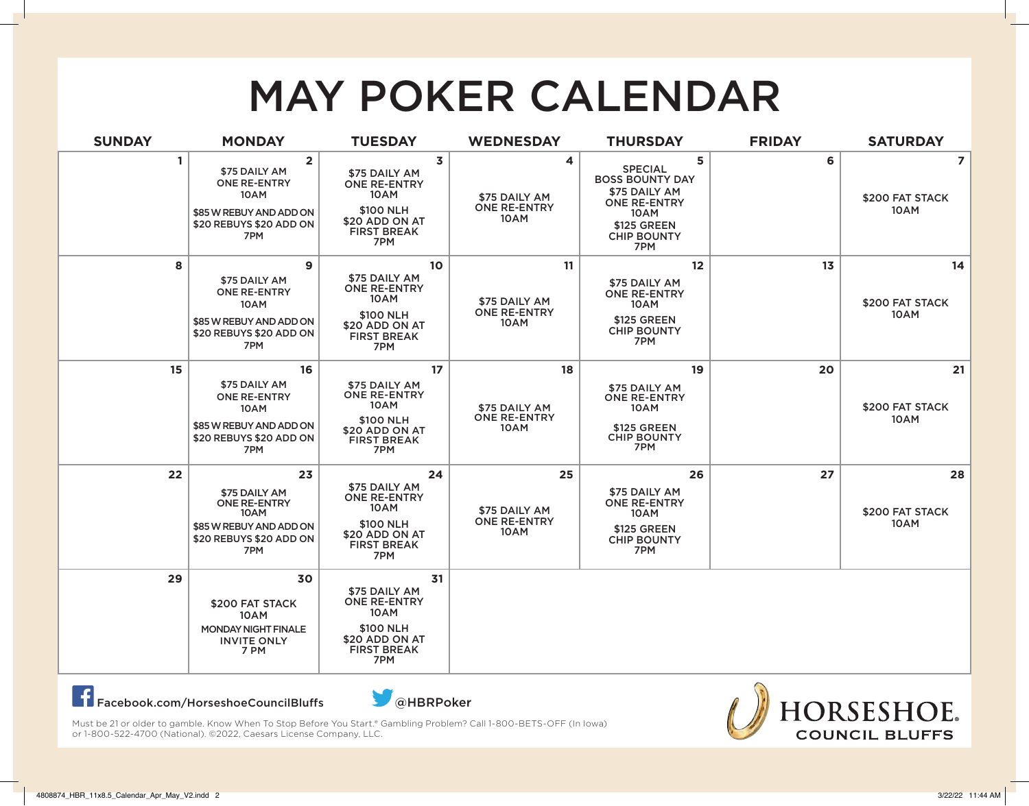# MAY POKER CALENDAR

| SUNDAY | MONDAY | TUESDAY | WEDNESDAY | THURSDAY | FRIDAY | SATURDAY |
|---|---|---|---|---|---|---|
| 1 | 2<br>$75 DAILY AM<br>ONE RE-ENTRY<br>10AM<br>$85 W REBUY AND ADD ON<br>$20 REBUYS $20 ADD ON<br>7PM | 3<br>$75 DAILY AM<br>ONE RE-ENTRY<br>10AM<br>$100 NLH<br>$20 ADD ON AT<br>FIRST BREAK<br>7PM | 4<br>$75 DAILY AM<br>ONE RE-ENTRY<br>10AM | 5<br>SPECIAL<br>BOSS BOUNTY DAY<br>$75 DAILY AM<br>ONE RE-ENTRY<br>10AM<br>$125 GREEN<br>CHIP BOUNTY<br>7PM | 6 | 7<br>$200 FAT STACK<br>10AM |
| 8 | 9<br>$75 DAILY AM<br>ONE RE-ENTRY<br>10AM<br>$85 W REBUY AND ADD ON<br>$20 REBUYS $20 ADD ON<br>7PM | 10<br>$75 DAILY AM<br>ONE RE-ENTRY<br>10AM<br>$100 NLH<br>$20 ADD ON AT<br>FIRST BREAK<br>7PM | 11<br>$75 DAILY AM<br>ONE RE-ENTRY<br>10AM | 12<br>$75 DAILY AM<br>ONE RE-ENTRY<br>10AM<br>$125 GREEN<br>CHIP BOUNTY<br>7PM | 13 | 14<br>$200 FAT STACK<br>10AM |
| 15 | 16<br>$75 DAILY AM<br>ONE RE-ENTRY<br>10AM<br>$85 W REBUY AND ADD ON<br>$20 REBUYS $20 ADD ON<br>7PM | 17<br>$75 DAILY AM<br>ONE RE-ENTRY<br>10AM<br>$100 NLH<br>$20 ADD ON AT<br>FIRST BREAK<br>7PM | 18<br>$75 DAILY AM<br>ONE RE-ENTRY<br>10AM | 19<br>$75 DAILY AM<br>ONE RE-ENTRY<br>10AM<br>$125 GREEN<br>CHIP BOUNTY<br>7PM | 20 | 21<br>$200 FAT STACK<br>10AM |
| 22 | 23<br>$75 DAILY AM<br>ONE RE-ENTRY<br>10AM<br>$85 W REBUY AND ADD ON<br>$20 REBUYS $20 ADD ON<br>7PM | 24<br>$75 DAILY AM<br>ONE RE-ENTRY<br>10AM<br>$100 NLH<br>$20 ADD ON AT<br>FIRST BREAK<br>7PM | 25<br>$75 DAILY AM<br>ONE RE-ENTRY<br>10AM | 26<br>$75 DAILY AM<br>ONE RE-ENTRY<br>10AM<br>$125 GREEN<br>CHIP BOUNTY<br>7PM | 27 | 28<br>$200 FAT STACK<br>10AM |
| 29 | 30<br>$200 FAT STACK<br>10AM<br>MONDAY NIGHT FINALE<br>INVITE ONLY<br>7 PM | 31<br>$75 DAILY AM<br>ONE RE-ENTRY<br>10AM<br>$100 NLH<br>$20 ADD ON AT<br>FIRST BREAK<br>7PM | | | | |

Facebook.com/HorseshoeCouncilBluffs

@HBRPoker

Must be 21 or older to gamble. Know When To Stop Before You Start.® Gambling Problem? Call 1-800-BETS-OFF (In Iowa) or 1-800-522-4700 (National). ©2022, Caesars License Company, LLC.

HORSESHOE® COUNCIL BLUFFS